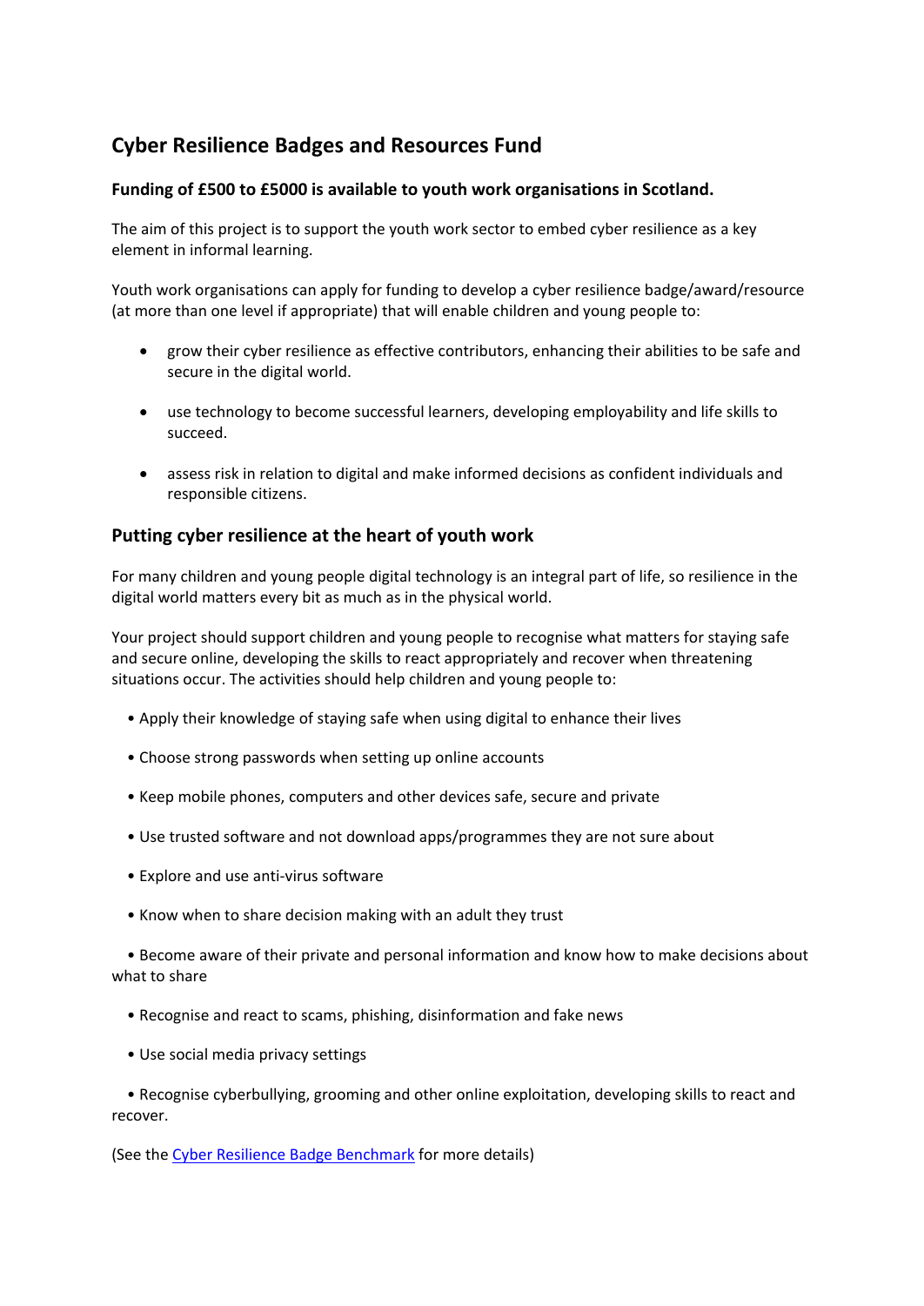# Cyber Resilience Badges and Resources Fund

**Funding of £500 to £5000 is available to youth work organisations in Scotland.**

The aim of this project is to support the youth work sector to embed cyber resilience as a key element in informal learning.

Youth work organisations can apply for funding to develop a cyber resilience badge/award/resource (at more than one level if appropriate) that will enable children and young people to:

- grow their cyber resilience as effective contributors, enhancing their abilities to be safe and secure in the digital world.
- use technology to become successful learners, developing employability and life skills to succeed.
- assess risk in relation to digital and make informed decisions as confident individuals and responsible citizens.

## Putting cyber resilience at the heart of youth work

For many children and young people digital technology is an integral part of life, so resilience in the digital world matters every bit as much as in the physical world.

Your project should support children and young people to recognise what matters for staying safe and secure online, developing the skills to react appropriately and recover when threatening situations occur. The activities should help children and young people to:

- Apply their knowledge of staying safe when using digital to enhance their lives
- Choose strong passwords when setting up online accounts
- Keep mobile phones, computers and other devices safe, secure and private
- Use trusted software and not download apps/programmes they are not sure about
- Explore and use anti-virus software
- Know when to share decision making with an adult they trust
- Become aware of their private and personal information and know how to make decisions about what to share
- Recognise and react to scams, phishing, disinformation and fake news
- Use social media privacy settings
- Recognise cyberbullying, grooming and other online exploitation, developing skills to react and recover.

(See the Cyber Resilience Badge Benchmark for more details)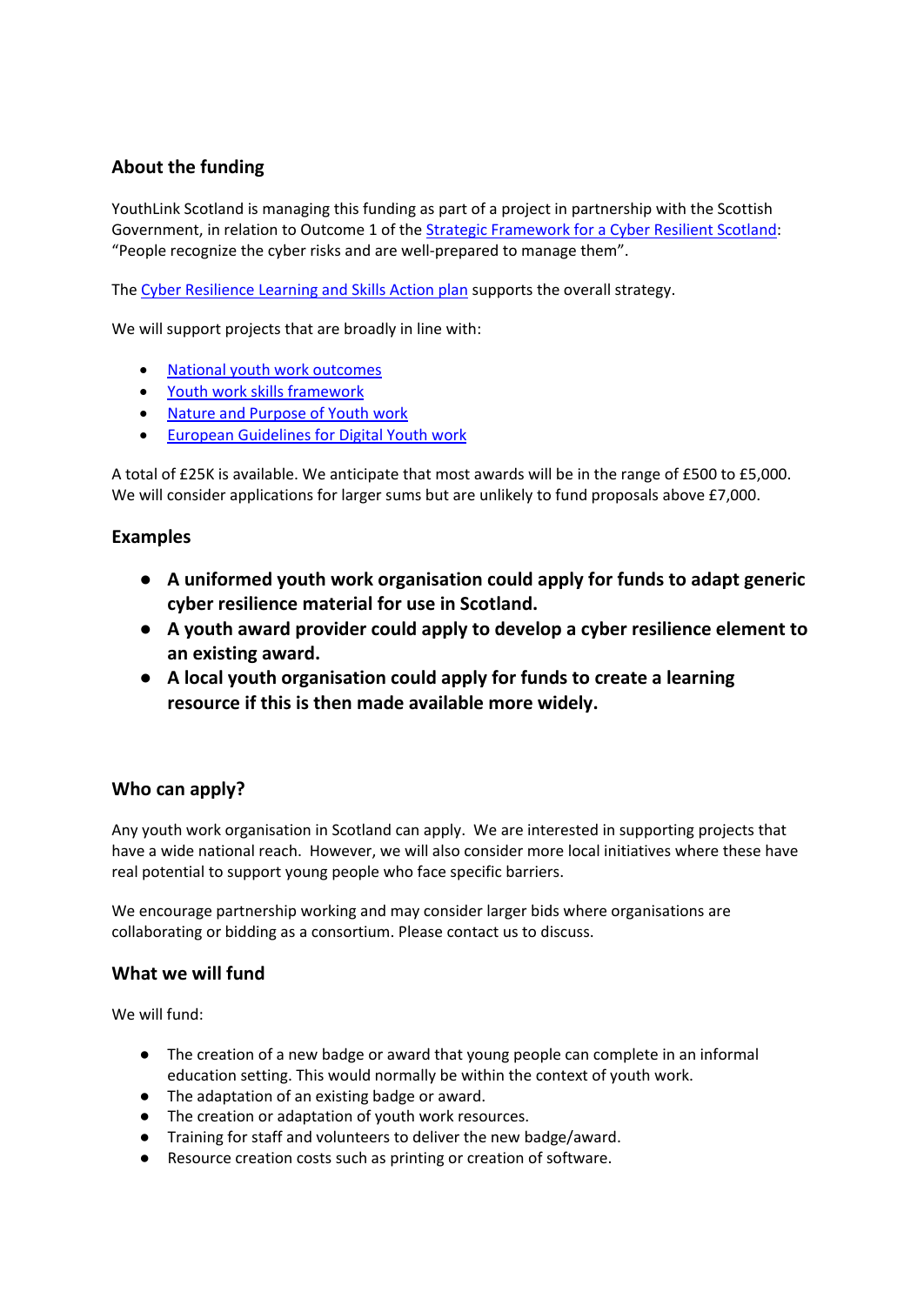## About the funding

YouthLink Scotland is managing this funding as part of a project in partnership with the Scottish Government, in relation to Outcome 1 of the Strategic Framework for a Cyber Resilient Scotland: "People recognize the cyber risks and are well-prepared to manage them".

The Cyber Resilience Learning and Skills Action plan supports the overall strategy.

We will support projects that are broadly in line with:

- National youth work outcomes
- Youth work skills framework
- Nature and Purpose of Youth work
- European Guidelines for Digital Youth work

A total of £25K is available. We anticipate that most awards will be in the range of £500 to £5,000. We will consider applications for larger sums but are unlikely to fund proposals above £7,000.

## Examples

- **A uniformed youth work organisation could apply for funds to adapt generic cyber resilience material for use in Scotland.**
- **A youth award provider could apply to develop a cyber resilience element to an existing award.**
- **A local youth organisation could apply for funds to create a learning resource if this is then made available more widely.**

## Who can apply?

Any youth work organisation in Scotland can apply. We are interested in supporting projects that have a wide national reach. However, we will also consider more local initiatives where these have real potential to support young people who face specific barriers.

We encourage partnership working and may consider larger bids where organisations are collaborating or bidding as a consortium. Please contact us to discuss.

## What we will fund

We will fund:

- The creation of a new badge or award that young people can complete in an informal education setting. This would normally be within the context of youth work.
- The adaptation of an existing badge or award.
- The creation or adaptation of youth work resources.
- Training for staff and volunteers to deliver the new badge/award.
- Resource creation costs such as printing or creation of software.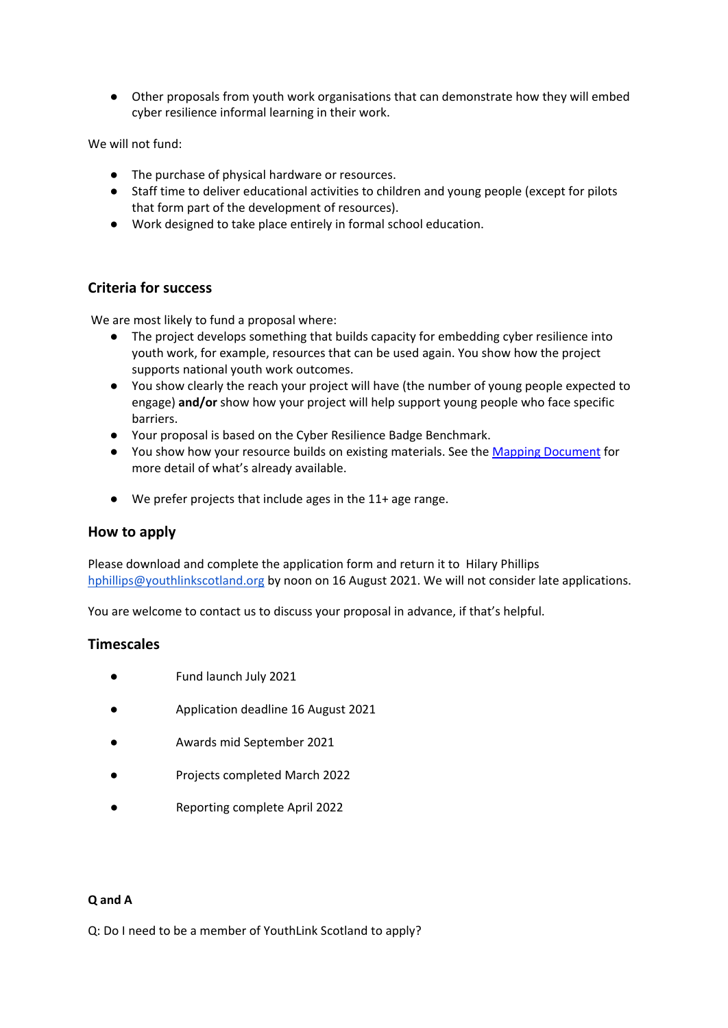- Other proposals from youth work organisations that can demonstrate how they will embed cyber resilience informal learning in their work.

We will not fund:

- The purchase of physical hardware or resources.
- Staff time to deliver educational activities to children and young people (except for pilots that form part of the development of resources).
- Work designed to take place entirely in formal school education.

## Criteria for success

We are most likely to fund a proposal where:

- The project develops something that builds capacity for embedding cyber resilience into youth work, for example, resources that can be used again. You show how the project supports national youth work outcomes.
- You show clearly the reach your project will have (the number of young people expected to engage) **and/or** show how your project will help support young people who face specific barriers.
- Your proposal is based on the Cyber Resilience Badge Benchmark.
- You show how your resource builds on existing materials. See the [Mapping Document] for more detail of what's already available.
- We prefer projects that include ages in the 11+ age range.

## How to apply

Please download and complete the application form and return it to Hilary Phillips hphillips@youthlinkscotland.org by noon on 16 August 2021. We will not consider late applications.

You are welcome to contact us to discuss your proposal in advance, if that's helpful.

## Timescales

- Fund launch July 2021
- Application deadline 16 August 2021
- Awards mid September 2021
- Projects completed March 2022
- Reporting complete April 2022

**Q and A**

Q: Do I need to be a member of YouthLink Scotland to apply?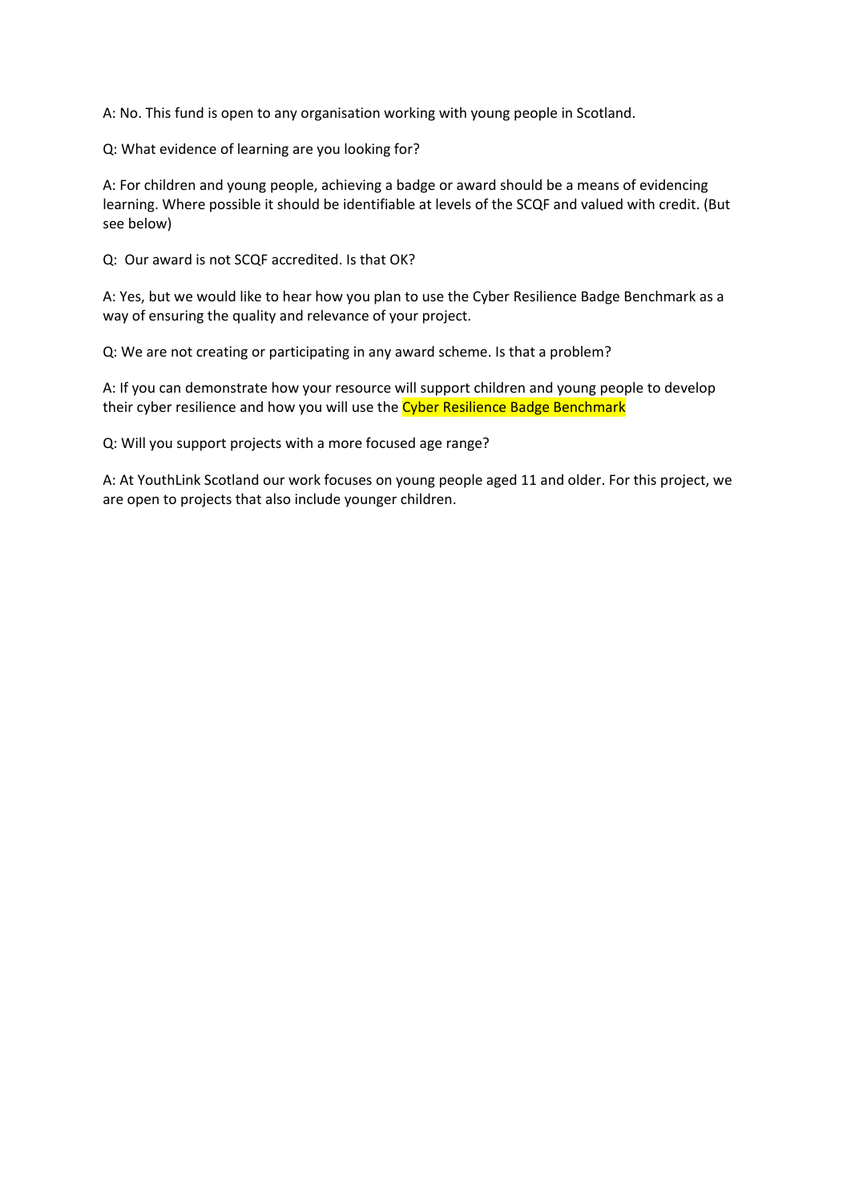A: No. This fund is open to any organisation working with young people in Scotland.

Q: What evidence of learning are you looking for?

A: For children and young people, achieving a badge or award should be a means of evidencing learning. Where possible it should be identifiable at levels of the SCQF and valued with credit. (But see below)

Q: Our award is not SCQF accredited. Is that OK?

A: Yes, but we would like to hear how you plan to use the Cyber Resilience Badge Benchmark as a way of ensuring the quality and relevance of your project.

Q: We are not creating or participating in any award scheme. Is that a problem?

A: If you can demonstrate how your resource will support children and young people to develop their cyber resilience and how you will use the Cyber Resilience Badge Benchmark

Q: Will you support projects with a more focused age range?

A: At YouthLink Scotland our work focuses on young people aged 11 and older. For this project, we are open to projects that also include younger children.